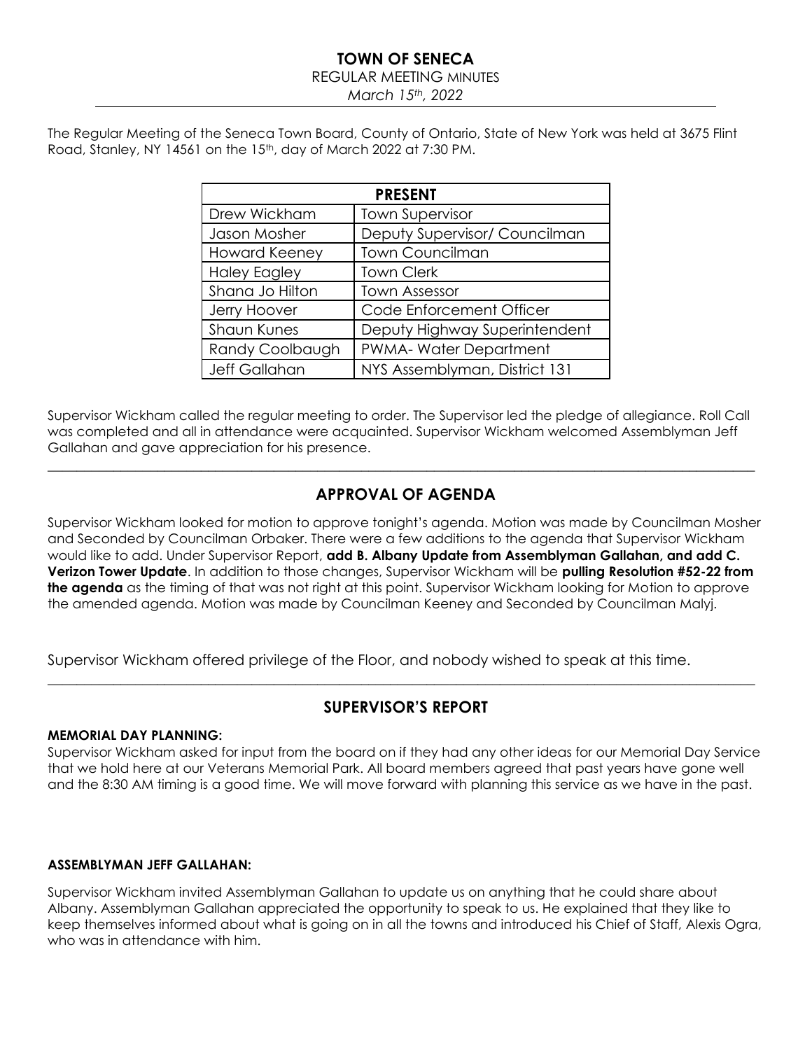# TOWN OF SENECA

REGULAR MEETING MINUTES

*March 15th, 2022*

The Regular Meeting of the Seneca Town Board, County of Ontario, State of New York was held at 3675 Flint Road, Stanley, NY 14561 on the 15th, day of March 2022 at 7:30 PM.

| PRESENT | |
|---|---|
| Drew Wickham | Town Supervisor |
| Jason Mosher | Deputy Supervisor/ Councilman |
| Howard Keeney | Town Councilman |
| Haley Eagley | Town Clerk |
| Shana Jo Hilton | Town Assessor |
| Jerry Hoover | Code Enforcement Officer |
| Shaun Kunes | Deputy Highway Superintendent |
| Randy Coolbaugh | PWMA- Water Department |
| Jeff Gallahan | NYS Assemblyman, District 131 |

Supervisor Wickham called the regular meeting to order. The Supervisor led the pledge of allegiance. Roll Call was completed and all in attendance were acquainted. Supervisor Wickham welcomed Assemblyman Jeff Gallahan and gave appreciation for his presence.

## APPROVAL OF AGENDA

Supervisor Wickham looked for motion to approve tonight's agenda. Motion was made by Councilman Mosher and Seconded by Councilman Orbaker. There were a few additions to the agenda that Supervisor Wickham would like to add. Under Supervisor Report, **add B. Albany Update from Assemblyman Gallahan, and add C. Verizon Tower Update**. In addition to those changes, Supervisor Wickham will be **pulling Resolution #52-22 from the agenda** as the timing of that was not right at this point. Supervisor Wickham looking for Motion to approve the amended agenda. Motion was made by Councilman Keeney and Seconded by Councilman Malyj.

Supervisor Wickham offered privilege of the Floor, and nobody wished to speak at this time.

## SUPERVISOR'S REPORT

**MEMORIAL DAY PLANNING:**

Supervisor Wickham asked for input from the board on if they had any other ideas for our Memorial Day Service that we hold here at our Veterans Memorial Park. All board members agreed that past years have gone well and the 8:30 AM timing is a good time. We will move forward with planning this service as we have in the past.

**ASSEMBLYMAN JEFF GALLAHAN:**

Supervisor Wickham invited Assemblyman Gallahan to update us on anything that he could share about Albany. Assemblyman Gallahan appreciated the opportunity to speak to us. He explained that they like to keep themselves informed about what is going on in all the towns and introduced his Chief of Staff, Alexis Ogra, who was in attendance with him.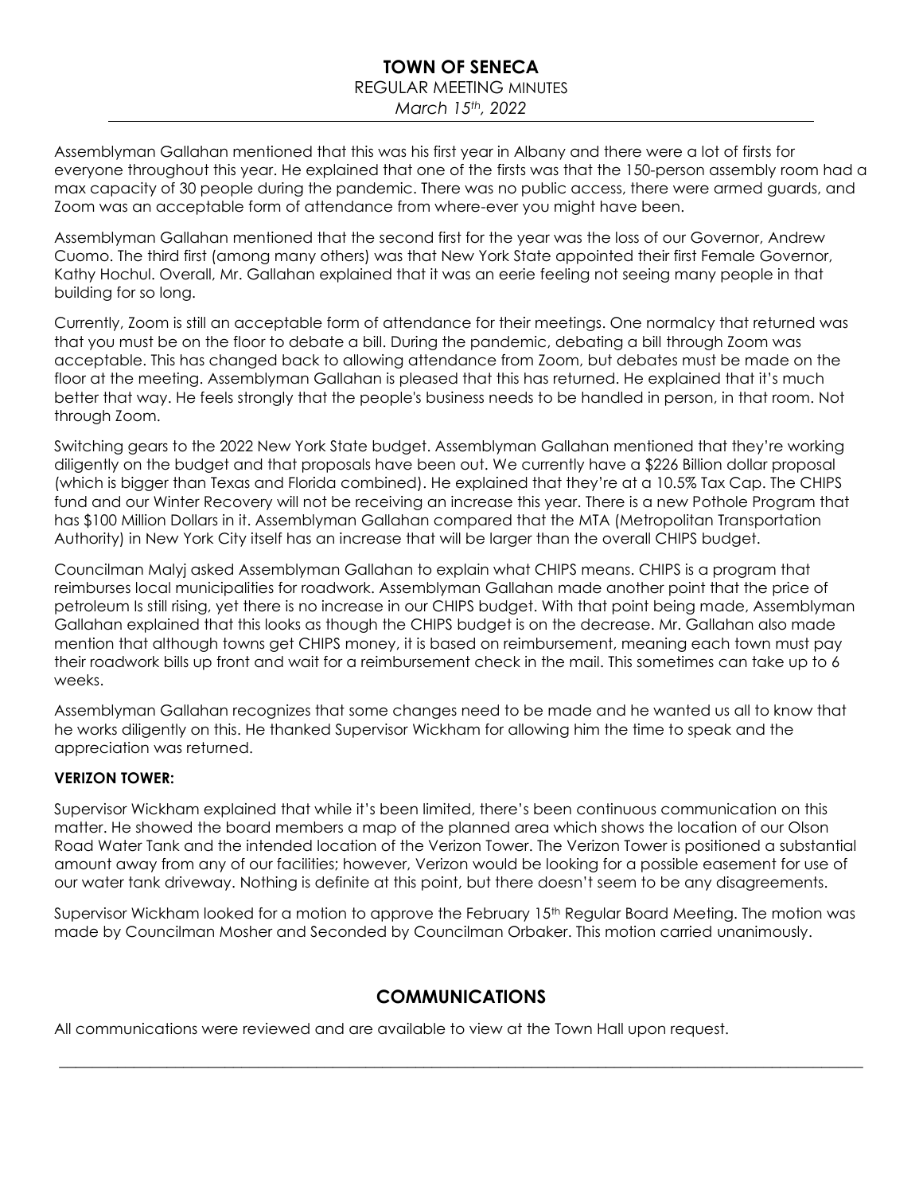Assemblyman Gallahan mentioned that this was his first year in Albany and there were a lot of firsts for everyone throughout this year. He explained that one of the firsts was that the 150-person assembly room had a max capacity of 30 people during the pandemic. There was no public access, there were armed guards, and Zoom was an acceptable form of attendance from where-ever you might have been.

Assemblyman Gallahan mentioned that the second first for the year was the loss of our Governor, Andrew Cuomo. The third first (among many others) was that New York State appointed their first Female Governor, Kathy Hochul. Overall, Mr. Gallahan explained that it was an eerie feeling not seeing many people in that building for so long.

Currently, Zoom is still an acceptable form of attendance for their meetings. One normalcy that returned was that you must be on the floor to debate a bill. During the pandemic, debating a bill through Zoom was acceptable. This has changed back to allowing attendance from Zoom, but debates must be made on the floor at the meeting. Assemblyman Gallahan is pleased that this has returned. He explained that it's much better that way. He feels strongly that the people's business needs to be handled in person, in that room. Not through Zoom.

Switching gears to the 2022 New York State budget. Assemblyman Gallahan mentioned that they're working diligently on the budget and that proposals have been out. We currently have a $226 Billion dollar proposal (which is bigger than Texas and Florida combined). He explained that they're at a 10.5% Tax Cap. The CHIPS fund and our Winter Recovery will not be receiving an increase this year. There is a new Pothole Program that has $100 Million Dollars in it. Assemblyman Gallahan compared that the MTA (Metropolitan Transportation Authority) in New York City itself has an increase that will be larger than the overall CHIPS budget.

Councilman Malyj asked Assemblyman Gallahan to explain what CHIPS means. CHIPS is a program that reimburses local municipalities for roadwork. Assemblyman Gallahan made another point that the price of petroleum Is still rising, yet there is no increase in our CHIPS budget. With that point being made, Assemblyman Gallahan explained that this looks as though the CHIPS budget is on the decrease. Mr. Gallahan also made mention that although towns get CHIPS money, it is based on reimbursement, meaning each town must pay their roadwork bills up front and wait for a reimbursement check in the mail. This sometimes can take up to 6 weeks.

Assemblyman Gallahan recognizes that some changes need to be made and he wanted us all to know that he works diligently on this. He thanked Supervisor Wickham for allowing him the time to speak and the appreciation was returned.

**VERIZON TOWER:**

Supervisor Wickham explained that while it's been limited, there's been continuous communication on this matter. He showed the board members a map of the planned area which shows the location of our Olson Road Water Tank and the intended location of the Verizon Tower. The Verizon Tower is positioned a substantial amount away from any of our facilities; however, Verizon would be looking for a possible easement for use of our water tank driveway. Nothing is definite at this point, but there doesn't seem to be any disagreements.

Supervisor Wickham looked for a motion to approve the February 15th Regular Board Meeting. The motion was made by Councilman Mosher and Seconded by Councilman Orbaker. This motion carried unanimously.

## COMMUNICATIONS

All communications were reviewed and are available to view at the Town Hall upon request.

---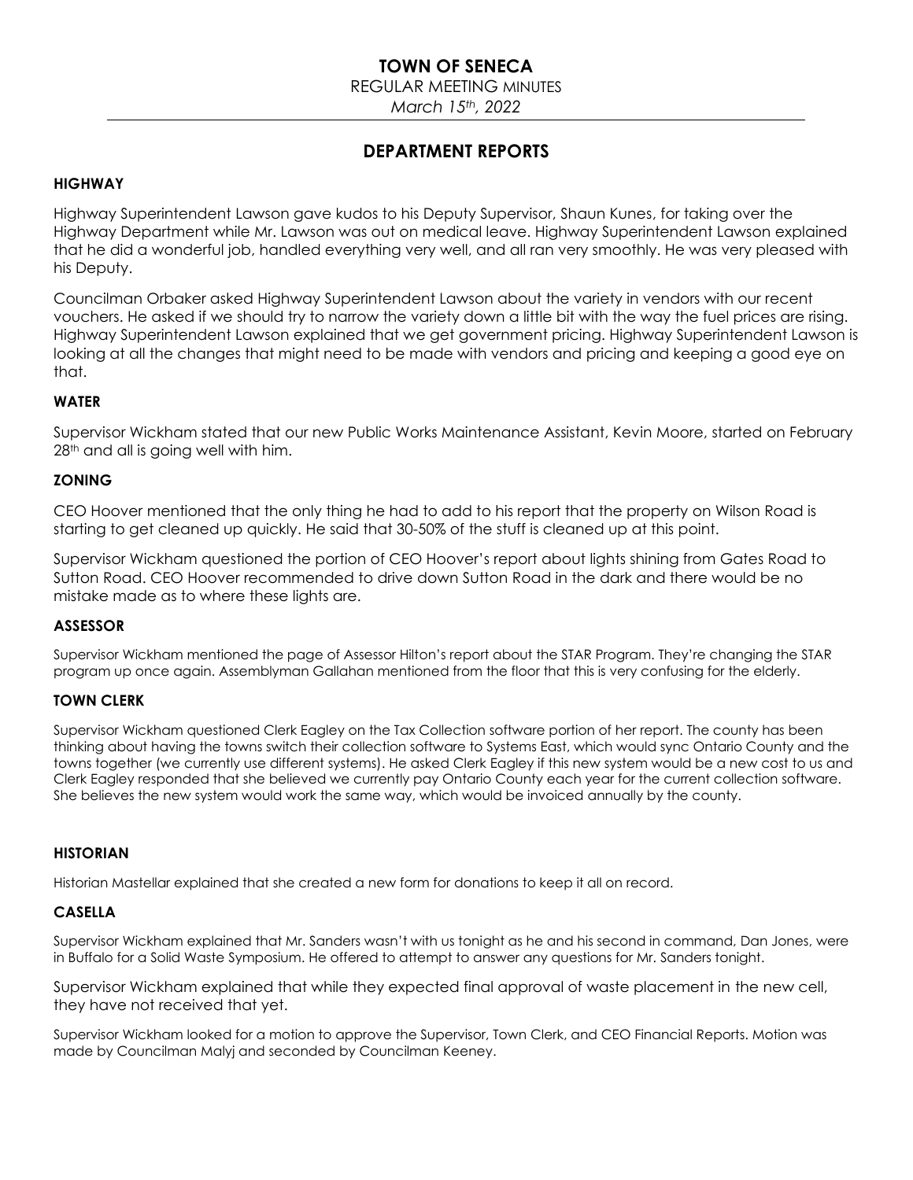# TOWN OF SENECA

REGULAR MEETING MINUTES

*March 15th, 2022*

## DEPARTMENT REPORTS

### HIGHWAY

Highway Superintendent Lawson gave kudos to his Deputy Supervisor, Shaun Kunes, for taking over the Highway Department while Mr. Lawson was out on medical leave. Highway Superintendent Lawson explained that he did a wonderful job, handled everything very well, and all ran very smoothly. He was very pleased with his Deputy.

Councilman Orbaker asked Highway Superintendent Lawson about the variety in vendors with our recent vouchers. He asked if we should try to narrow the variety down a little bit with the way the fuel prices are rising. Highway Superintendent Lawson explained that we get government pricing. Highway Superintendent Lawson is looking at all the changes that might need to be made with vendors and pricing and keeping a good eye on that.

### WATER

Supervisor Wickham stated that our new Public Works Maintenance Assistant, Kevin Moore, started on February 28th and all is going well with him.

### ZONING

CEO Hoover mentioned that the only thing he had to add to his report that the property on Wilson Road is starting to get cleaned up quickly. He said that 30-50% of the stuff is cleaned up at this point.

Supervisor Wickham questioned the portion of CEO Hoover's report about lights shining from Gates Road to Sutton Road. CEO Hoover recommended to drive down Sutton Road in the dark and there would be no mistake made as to where these lights are.

### ASSESSOR

Supervisor Wickham mentioned the page of Assessor Hilton's report about the STAR Program. They're changing the STAR program up once again. Assemblyman Gallahan mentioned from the floor that this is very confusing for the elderly.

### TOWN CLERK

Supervisor Wickham questioned Clerk Eagley on the Tax Collection software portion of her report. The county has been thinking about having the towns switch their collection software to Systems East, which would sync Ontario County and the towns together (we currently use different systems). He asked Clerk Eagley if this new system would be a new cost to us and Clerk Eagley responded that she believed we currently pay Ontario County each year for the current collection software. She believes the new system would work the same way, which would be invoiced annually by the county.

### HISTORIAN

Historian Mastellar explained that she created a new form for donations to keep it all on record.

### CASELLA

Supervisor Wickham explained that Mr. Sanders wasn't with us tonight as he and his second in command, Dan Jones, were in Buffalo for a Solid Waste Symposium. He offered to attempt to answer any questions for Mr. Sanders tonight.

Supervisor Wickham explained that while they expected final approval of waste placement in the new cell, they have not received that yet.

Supervisor Wickham looked for a motion to approve the Supervisor, Town Clerk, and CEO Financial Reports. Motion was made by Councilman Malyj and seconded by Councilman Keeney.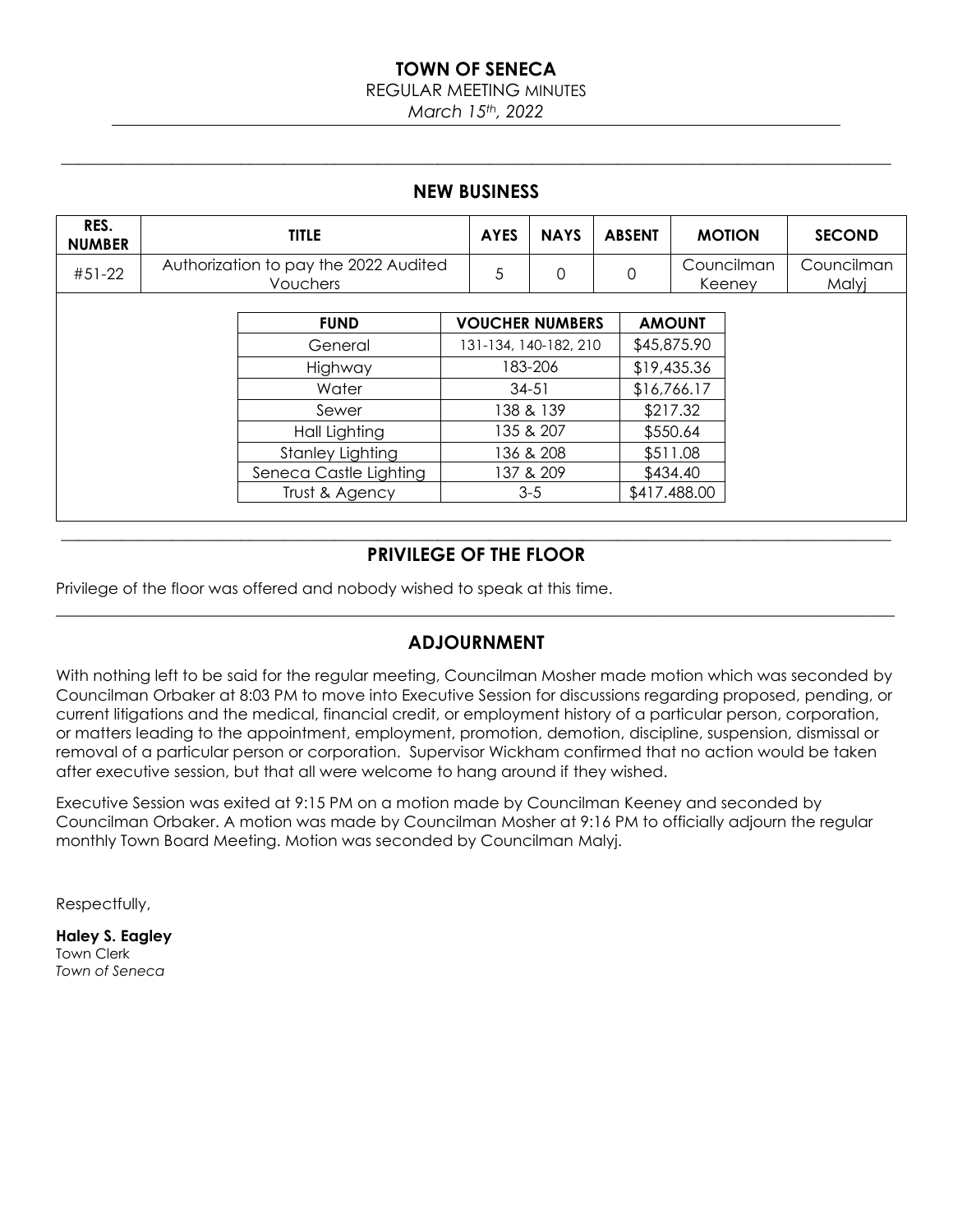**TOWN OF SENECA**

REGULAR MEETING MINUTES

*March 15th, 2022*

## NEW BUSINESS

| RES. NUMBER | TITLE | AYES | NAYS | ABSENT | MOTION | SECOND |
|---|---|---|---|---|---|---|
| #51-22 | Authorization to pay the 2022 Audited Vouchers | 5 | 0 | 0 | Councilman Keeney | Councilman Malyj |

| FUND | VOUCHER NUMBERS | AMOUNT |
|---|---|---|
| General | 131-134, 140-182, 210 | $45,875.90 |
| Highway | 183-206 | $19,435.36 |
| Water | 34-51 | $16,766.17 |
| Sewer | 138 & 139 | $217.32 |
| Hall Lighting | 135 & 207 | $550.64 |
| Stanley Lighting | 136 & 208 | $511.08 |
| Seneca Castle Lighting | 137 & 209 | $434.40 |
| Trust & Agency | 3-5 | $417.488.00 |

## PRIVILEGE OF THE FLOOR

Privilege of the floor was offered and nobody wished to speak at this time.

## ADJOURNMENT

With nothing left to be said for the regular meeting, Councilman Mosher made motion which was seconded by Councilman Orbaker at 8:03 PM to move into Executive Session for discussions regarding proposed, pending, or current litigations and the medical, financial credit, or employment history of a particular person, corporation, or matters leading to the appointment, employment, promotion, demotion, discipline, suspension, dismissal or removal of a particular person or corporation. Supervisor Wickham confirmed that no action would be taken after executive session, but that all were welcome to hang around if they wished.

Executive Session was exited at 9:15 PM on a motion made by Councilman Keeney and seconded by Councilman Orbaker. A motion was made by Councilman Mosher at 9:16 PM to officially adjourn the regular monthly Town Board Meeting. Motion was seconded by Councilman Malyj.

Respectfully,

**Haley S. Eagley**
Town Clerk
*Town of Seneca*